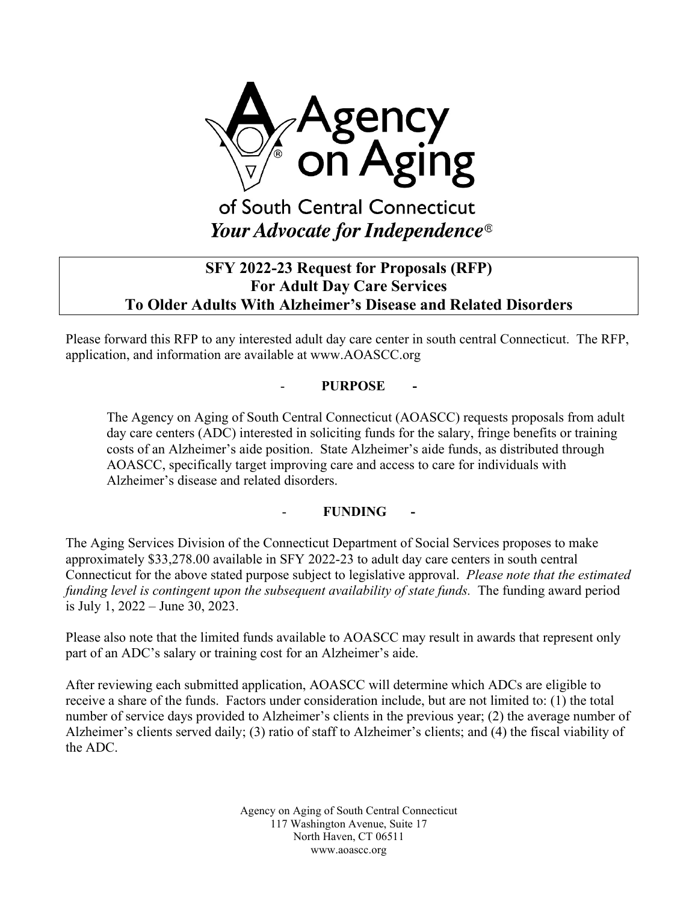Agency on Aging

of South Central Connecticut

*Your Advocate for Independence®*

# SFY 2022-23 Request for Proposals (RFP) For Adult Day Care Services To Older Adults With Alzheimer's Disease and Related Disorders

Please forward this RFP to any interested adult day care center in south central Connecticut. The RFP, application, and information are available at www.AOASCC.org

## - PURPOSE -

The Agency on Aging of South Central Connecticut (AOASCC) requests proposals from adult day care centers (ADC) interested in soliciting funds for the salary, fringe benefits or training costs of an Alzheimer's aide position. State Alzheimer's aide funds, as distributed through AOASCC, specifically target improving care and access to care for individuals with Alzheimer's disease and related disorders.

## - FUNDING -

The Aging Services Division of the Connecticut Department of Social Services proposes to make approximately $33,278.00 available in SFY 2022-23 to adult day care centers in south central Connecticut for the above stated purpose subject to legislative approval. *Please note that the estimated funding level is contingent upon the subsequent availability of state funds.* The funding award period is July 1, 2022 – June 30, 2023.

Please also note that the limited funds available to AOASCC may result in awards that represent only part of an ADC's salary or training cost for an Alzheimer's aide.

After reviewing each submitted application, AOASCC will determine which ADCs are eligible to receive a share of the funds. Factors under consideration include, but are not limited to: (1) the total number of service days provided to Alzheimer's clients in the previous year; (2) the average number of Alzheimer's clients served daily; (3) ratio of staff to Alzheimer's clients; and (4) the fiscal viability of the ADC.

Agency on Aging of South Central Connecticut
117 Washington Avenue, Suite 17
North Haven, CT 06511
www.aoascc.org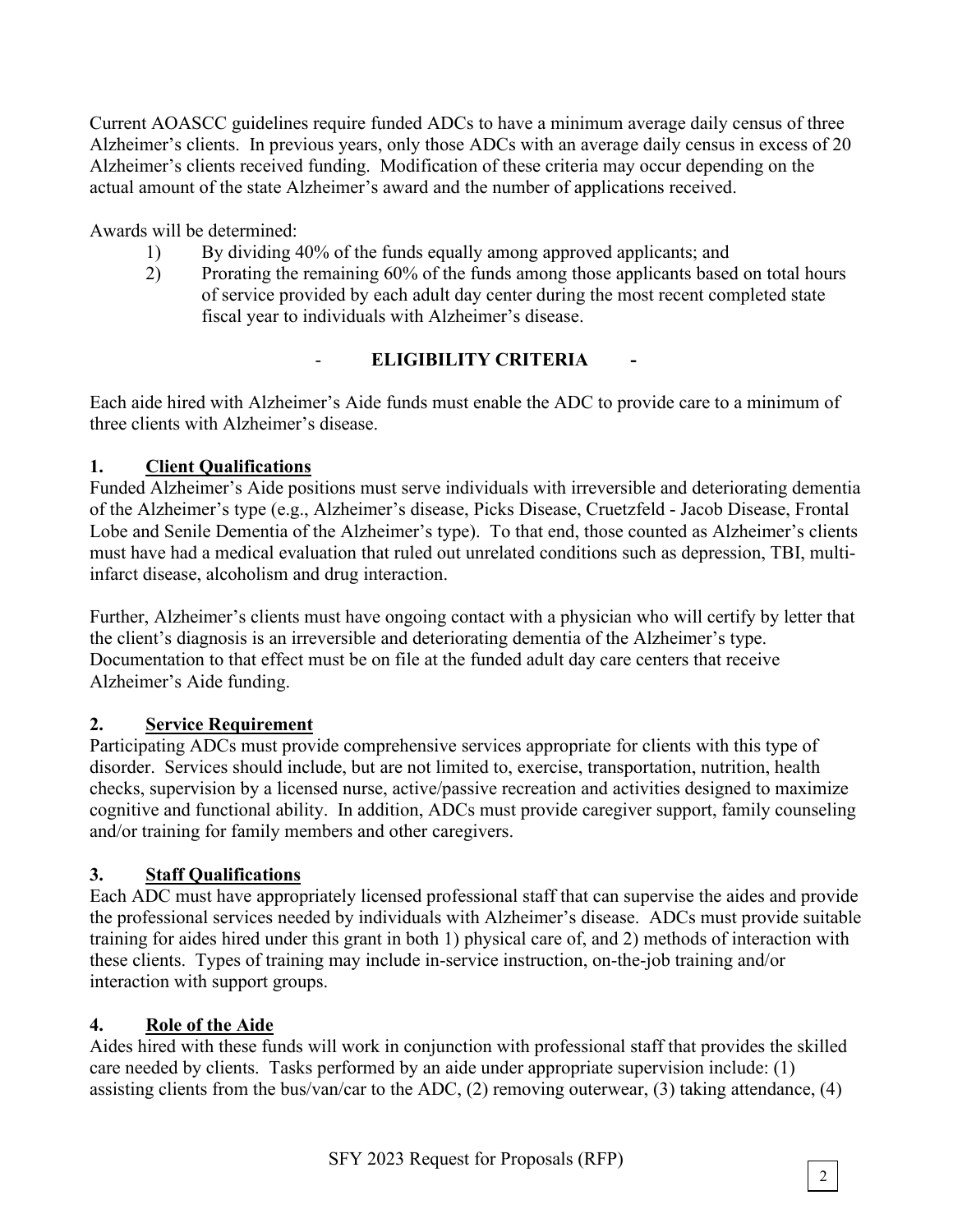Current AOASCC guidelines require funded ADCs to have a minimum average daily census of three Alzheimer's clients. In previous years, only those ADCs with an average daily census in excess of 20 Alzheimer's clients received funding. Modification of these criteria may occur depending on the actual amount of the state Alzheimer's award and the number of applications received.

Awards will be determined:

1) By dividing 40% of the funds equally among approved applicants; and
2) Prorating the remaining 60% of the funds among those applicants based on total hours of service provided by each adult day center during the most recent completed state fiscal year to individuals with Alzheimer's disease.

## - ELIGIBILITY CRITERIA -

Each aide hired with Alzheimer's Aide funds must enable the ADC to provide care to a minimum of three clients with Alzheimer's disease.

### 1. Client Qualifications

Funded Alzheimer's Aide positions must serve individuals with irreversible and deteriorating dementia of the Alzheimer's type (e.g., Alzheimer's disease, Picks Disease, Cruetzfeld - Jacob Disease, Frontal Lobe and Senile Dementia of the Alzheimer's type). To that end, those counted as Alzheimer's clients must have had a medical evaluation that ruled out unrelated conditions such as depression, TBI, multi-infarct disease, alcoholism and drug interaction.

Further, Alzheimer's clients must have ongoing contact with a physician who will certify by letter that the client's diagnosis is an irreversible and deteriorating dementia of the Alzheimer's type. Documentation to that effect must be on file at the funded adult day care centers that receive Alzheimer's Aide funding.

### 2. Service Requirement

Participating ADCs must provide comprehensive services appropriate for clients with this type of disorder. Services should include, but are not limited to, exercise, transportation, nutrition, health checks, supervision by a licensed nurse, active/passive recreation and activities designed to maximize cognitive and functional ability. In addition, ADCs must provide caregiver support, family counseling and/or training for family members and other caregivers.

### 3. Staff Qualifications

Each ADC must have appropriately licensed professional staff that can supervise the aides and provide the professional services needed by individuals with Alzheimer's disease. ADCs must provide suitable training for aides hired under this grant in both 1) physical care of, and 2) methods of interaction with these clients. Types of training may include in-service instruction, on-the-job training and/or interaction with support groups.

### 4. Role of the Aide

Aides hired with these funds will work in conjunction with professional staff that provides the skilled care needed by clients. Tasks performed by an aide under appropriate supervision include: (1) assisting clients from the bus/van/car to the ADC, (2) removing outerwear, (3) taking attendance, (4)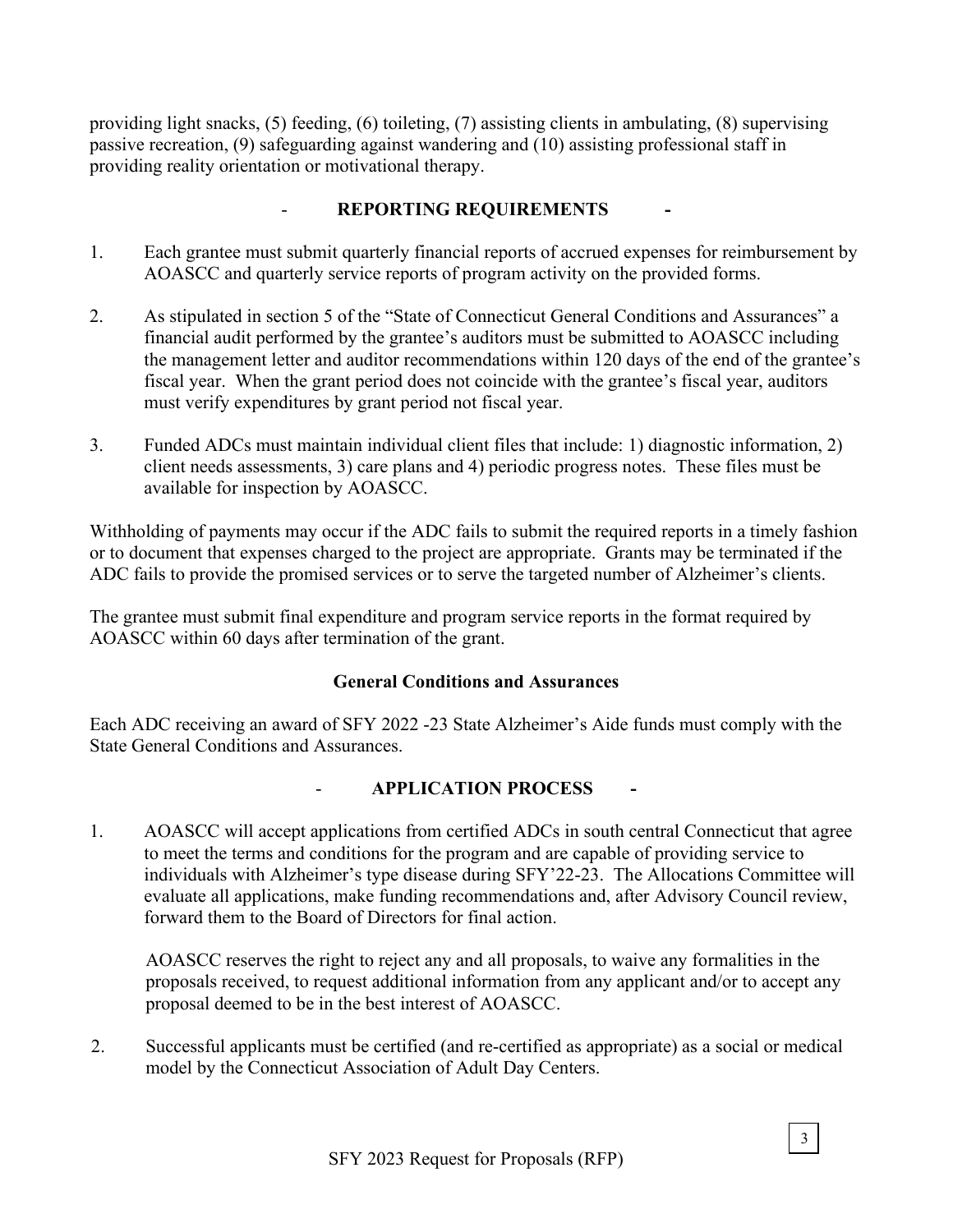providing light snacks, (5) feeding, (6) toileting, (7) assisting clients in ambulating, (8) supervising passive recreation, (9) safeguarding against wandering and (10) assisting professional staff in providing reality orientation or motivational therapy.

## - REPORTING REQUIREMENTS -

1. Each grantee must submit quarterly financial reports of accrued expenses for reimbursement by AOASCC and quarterly service reports of program activity on the provided forms.

2. As stipulated in section 5 of the "State of Connecticut General Conditions and Assurances" a financial audit performed by the grantee's auditors must be submitted to AOASCC including the management letter and auditor recommendations within 120 days of the end of the grantee's fiscal year. When the grant period does not coincide with the grantee's fiscal year, auditors must verify expenditures by grant period not fiscal year.

3. Funded ADCs must maintain individual client files that include: 1) diagnostic information, 2) client needs assessments, 3) care plans and 4) periodic progress notes. These files must be available for inspection by AOASCC.

Withholding of payments may occur if the ADC fails to submit the required reports in a timely fashion or to document that expenses charged to the project are appropriate. Grants may be terminated if the ADC fails to provide the promised services or to serve the targeted number of Alzheimer's clients.

The grantee must submit final expenditure and program service reports in the format required by AOASCC within 60 days after termination of the grant.

### General Conditions and Assurances

Each ADC receiving an award of SFY 2022 -23 State Alzheimer's Aide funds must comply with the State General Conditions and Assurances.

## - APPLICATION PROCESS -

1. AOASCC will accept applications from certified ADCs in south central Connecticut that agree to meet the terms and conditions for the program and are capable of providing service to individuals with Alzheimer's type disease during SFY'22-23. The Allocations Committee will evaluate all applications, make funding recommendations and, after Advisory Council review, forward them to the Board of Directors for final action.

   AOASCC reserves the right to reject any and all proposals, to waive any formalities in the proposals received, to request additional information from any applicant and/or to accept any proposal deemed to be in the best interest of AOASCC.

2. Successful applicants must be certified (and re-certified as appropriate) as a social or medical model by the Connecticut Association of Adult Day Centers.

SFY 2023 Request for Proposals (RFP)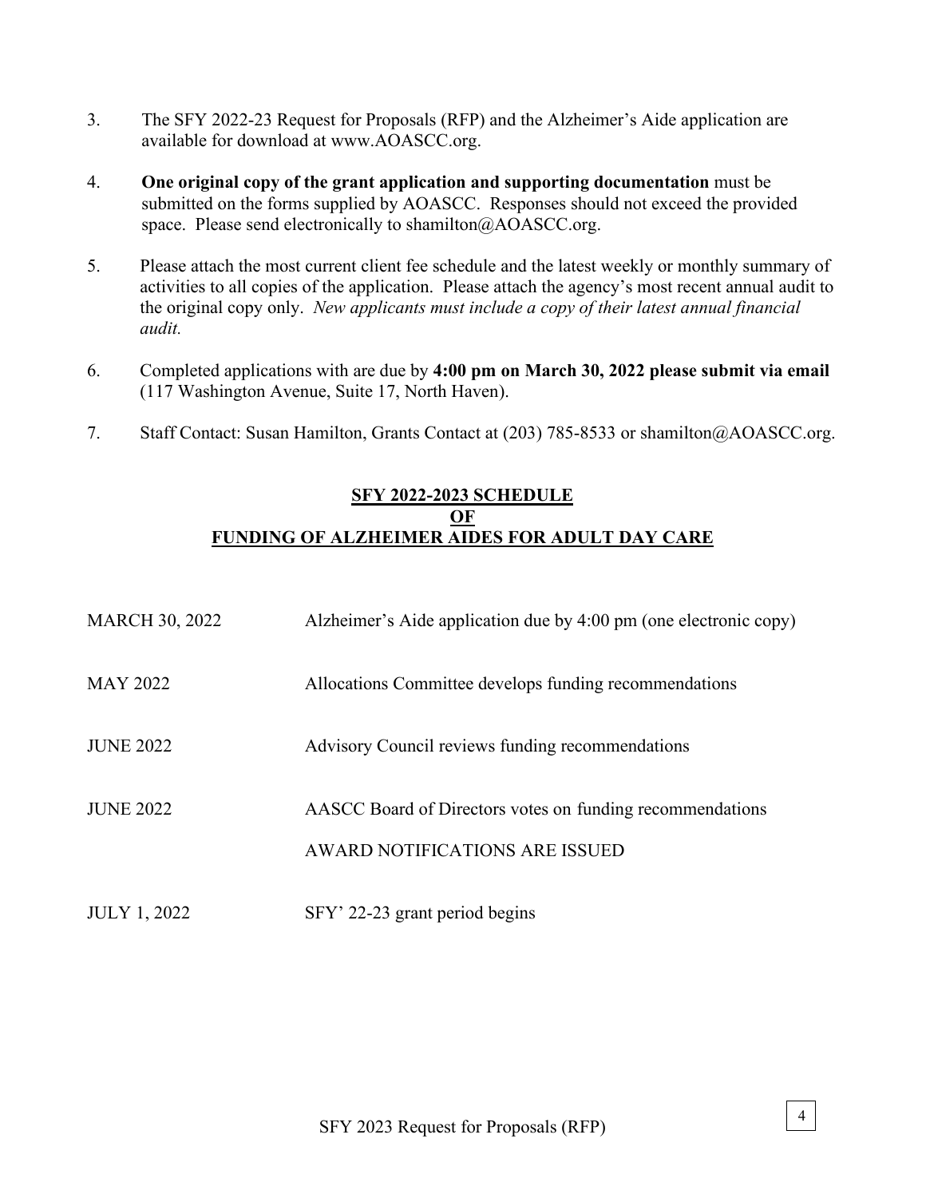3. The SFY 2022-23 Request for Proposals (RFP) and the Alzheimer's Aide application are available for download at www.AOASCC.org.

4. **One original copy of the grant application and supporting documentation** must be submitted on the forms supplied by AOASCC. Responses should not exceed the provided space. Please send electronically to shamilton@AOASCC.org.

5. Please attach the most current client fee schedule and the latest weekly or monthly summary of activities to all copies of the application. Please attach the agency's most recent annual audit to the original copy only. *New applicants must include a copy of their latest annual financial audit.*

6. Completed applications with are due by **4:00 pm on March 30, 2022 please submit via email** (117 Washington Avenue, Suite 17, North Haven).

7. Staff Contact: Susan Hamilton, Grants Contact at (203) 785-8533 or shamilton@AOASCC.org.

## SFY 2022-2023 SCHEDULE OF FUNDING OF ALZHEIMER AIDES FOR ADULT DAY CARE

| | |
|---|---|
| MARCH 30, 2022 | Alzheimer's Aide application due by 4:00 pm (one electronic copy) |
| MAY 2022 | Allocations Committee develops funding recommendations |
| JUNE 2022 | Advisory Council reviews funding recommendations |
| JUNE 2022 | AASCC Board of Directors votes on funding recommendations<br>AWARD NOTIFICATIONS ARE ISSUED |
| JULY 1, 2022 | SFY' 22-23 grant period begins |

SFY 2023 Request for Proposals (RFP)